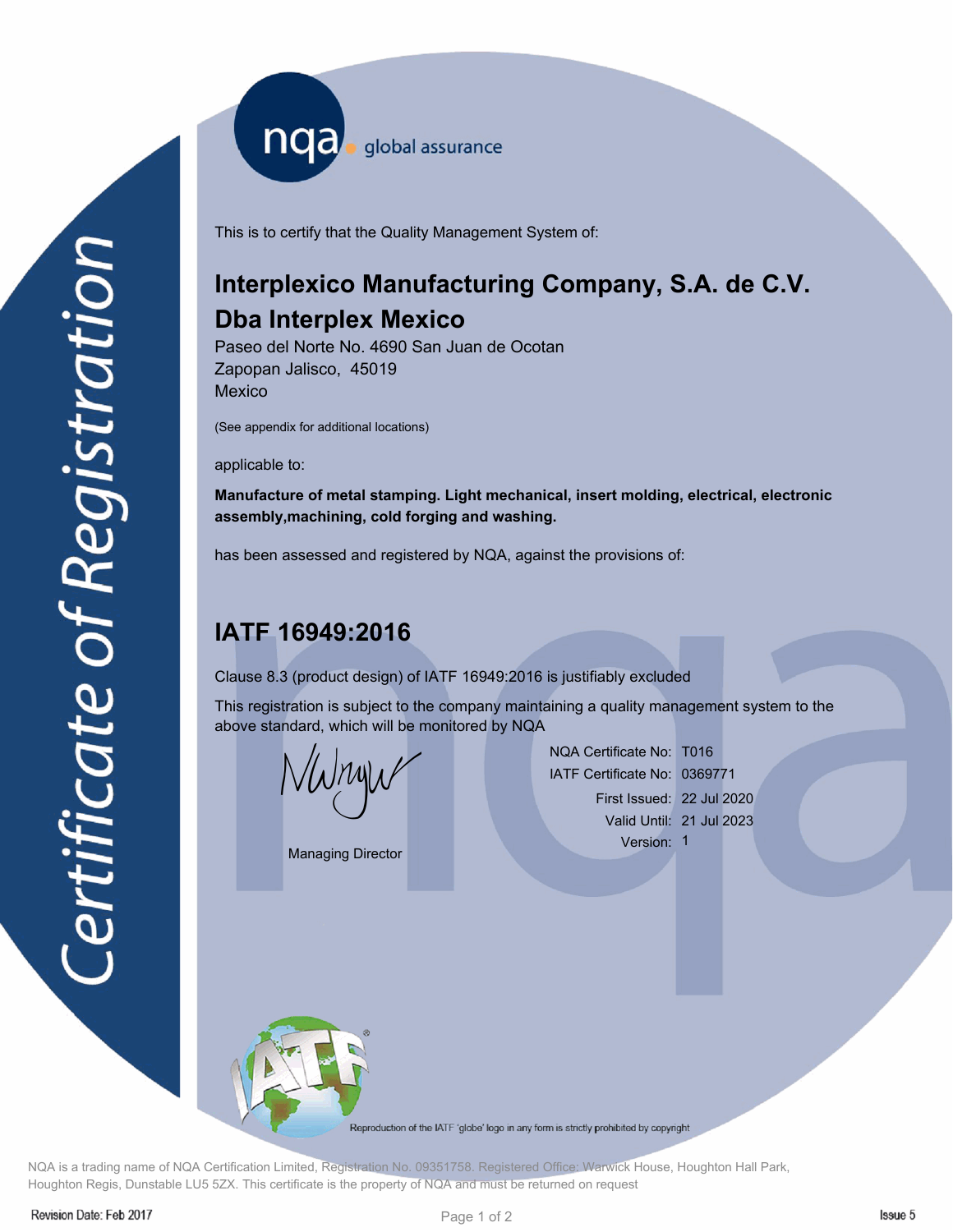Certificate of Registration

nqa global assurance

This is to certify that the Quality Management System of:

## Interplexico Manufacturing Company, S.A. de C.V.
## Dba Interplex Mexico

Paseo del Norte No. 4690 San Juan de Ocotan
Zapopan Jalisco, 45019
Mexico

(See appendix for additional locations)

applicable to:

**Manufacture of metal stamping. Light mechanical, insert molding, electrical, electronic assembly,machining, cold forging and washing.**

has been assessed and registered by NQA, against the provisions of:

## IATF 16949:2016

Clause 8.3 (product design) of IATF 16949:2016 is justifiably excluded

This registration is subject to the company maintaining a quality management system to the above standard, which will be monitored by NQA

Managing Director

NQA Certificate No: T016
IATF Certificate No: 0369771
First Issued: 22 Jul 2020
Valid Until: 21 Jul 2023
Version: 1

Reproduction of the IATF 'globe' logo in any form is strictly prohibited by copyright

NQA is a trading name of NQA Certification Limited, Registration No. 09351758. Registered Office: Warwick House, Houghton Hall Park, Houghton Regis, Dunstable LU5 5ZX. This certificate is the property of NQA and must be returned on request

Revision Date: Feb 2017

Issue 5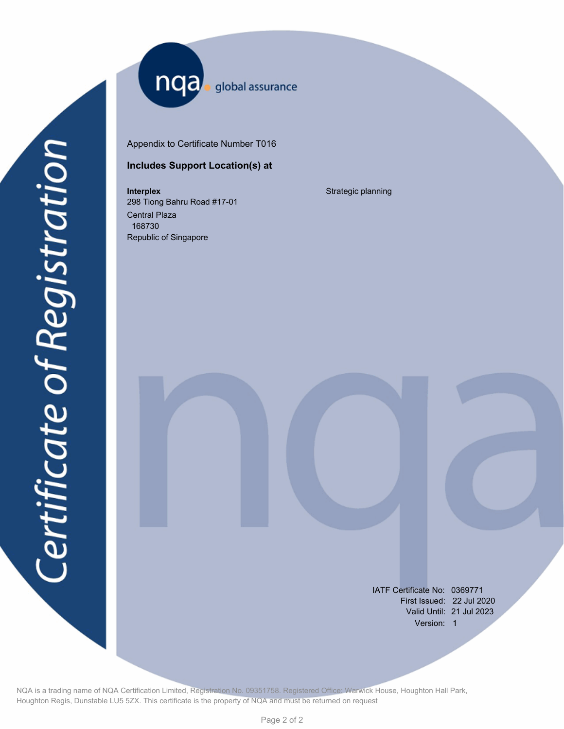Certificate of Registration

nqa global assurance

Appendix to Certificate Number T016

**Includes Support Location(s) at**

**Interplex**
298 Tiong Bahru Road #17-01
Central Plaza
168730
Republic of Singapore

Strategic planning

IATF Certificate No: 0369771
First Issued: 22 Jul 2020
Valid Until: 21 Jul 2023
Version: 1

NQA is a trading name of NQA Certification Limited, Registration No. 09351758. Registered Office: Warwick House, Houghton Hall Park, Houghton Regis, Dunstable LU5 5ZX. This certificate is the property of NQA and must be returned on request